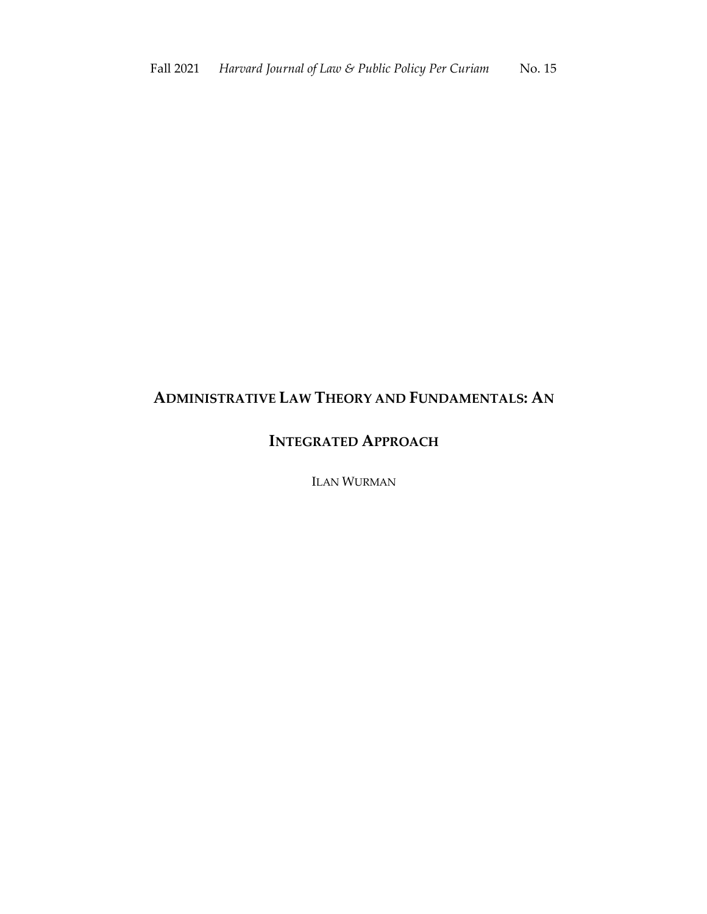# ADMINISTRATIVE LAW THEORY AND FUNDAMENTALS: AN INTEGRATED APPROACH

ILAN WURMAN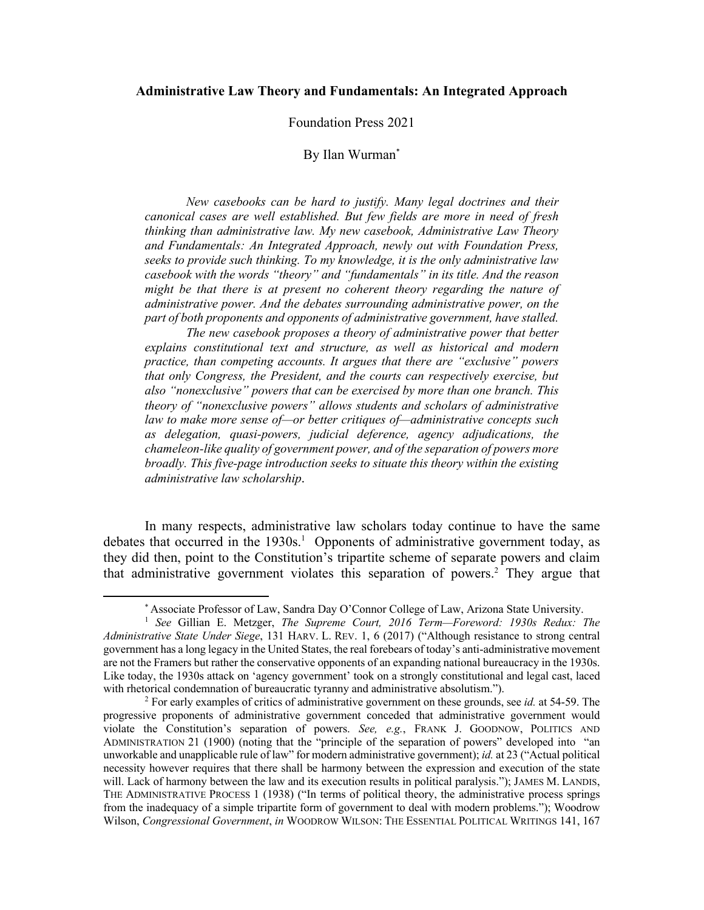**Administrative Law Theory and Fundamentals: An Integrated Approach**

Foundation Press 2021

By Ilan Wurman*

*New casebooks can be hard to justify. Many legal doctrines and their canonical cases are well established. But few fields are more in need of fresh thinking than administrative law. My new casebook, Administrative Law Theory and Fundamentals: An Integrated Approach, newly out with Foundation Press, seeks to provide such thinking. To my knowledge, it is the only administrative law casebook with the words "theory" and "fundamentals" in its title. And the reason might be that there is at present no coherent theory regarding the nature of administrative power. And the debates surrounding administrative power, on the part of both proponents and opponents of administrative government, have stalled.*

*The new casebook proposes a theory of administrative power that better explains constitutional text and structure, as well as historical and modern practice, than competing accounts. It argues that there are "exclusive" powers that only Congress, the President, and the courts can respectively exercise, but also "nonexclusive" powers that can be exercised by more than one branch. This theory of "nonexclusive powers" allows students and scholars of administrative law to make more sense of—or better critiques of—administrative concepts such as delegation, quasi-powers, judicial deference, agency adjudications, the chameleon-like quality of government power, and of the separation of powers more broadly. This five-page introduction seeks to situate this theory within the existing administrative law scholarship.*

In many respects, administrative law scholars today continue to have the same debates that occurred in the 1930s.[1] Opponents of administrative government today, as they did then, point to the Constitution's tripartite scheme of separate powers and claim that administrative government violates this separation of powers.[2] They argue that

---

\* Associate Professor of Law, Sandra Day O'Connor College of Law, Arizona State University.

[1] *See* Gillian E. Metzger, *The Supreme Court, 2016 Term—Foreword: 1930s Redux: The Administrative State Under Siege*, 131 HARV. L. REV. 1, 6 (2017) ("Although resistance to strong central government has a long legacy in the United States, the real forebears of today's anti-administrative movement are not the Framers but rather the conservative opponents of an expanding national bureaucracy in the 1930s. Like today, the 1930s attack on 'agency government' took on a strongly constitutional and legal cast, laced with rhetorical condemnation of bureaucratic tyranny and administrative absolutism.").

[2] For early examples of critics of administrative government on these grounds, see *id.* at 54-59. The progressive proponents of administrative government conceded that administrative government would violate the Constitution's separation of powers. *See, e.g.*, FRANK J. GOODNOW, POLITICS AND ADMINISTRATION 21 (1900) (noting that the "principle of the separation of powers" developed into "an unworkable and unapplicable rule of law" for modern administrative government); *id.* at 23 ("Actual political necessity however requires that there shall be harmony between the expression and execution of the state will. Lack of harmony between the law and its execution results in political paralysis."); JAMES M. LANDIS, THE ADMINISTRATIVE PROCESS 1 (1938) ("In terms of political theory, the administrative process springs from the inadequacy of a simple tripartite form of government to deal with modern problems."); Woodrow Wilson, *Congressional Government*, *in* WOODROW WILSON: THE ESSENTIAL POLITICAL WRITINGS 141, 167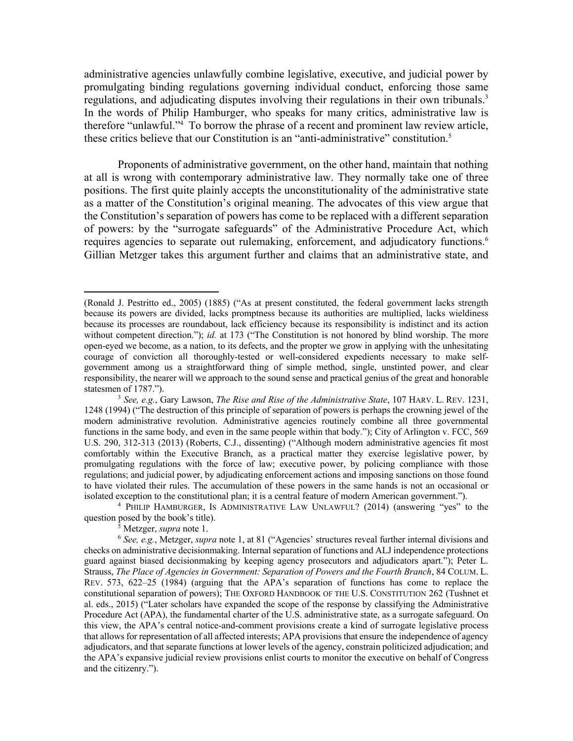administrative agencies unlawfully combine legislative, executive, and judicial power by promulgating binding regulations governing individual conduct, enforcing those same regulations, and adjudicating disputes involving their regulations in their own tribunals.[3] In the words of Philip Hamburger, who speaks for many critics, administrative law is therefore "unlawful."[4] To borrow the phrase of a recent and prominent law review article, these critics believe that our Constitution is an "anti-administrative" constitution.[5]

Proponents of administrative government, on the other hand, maintain that nothing at all is wrong with contemporary administrative law. They normally take one of three positions. The first quite plainly accepts the unconstitutionality of the administrative state as a matter of the Constitution's original meaning. The advocates of this view argue that the Constitution's separation of powers has come to be replaced with a different separation of powers: by the "surrogate safeguards" of the Administrative Procedure Act, which requires agencies to separate out rulemaking, enforcement, and adjudicatory functions.[6] Gillian Metzger takes this argument further and claims that an administrative state, and

---

(Ronald J. Pestritto ed., 2005) (1885) ("As at present constituted, the federal government lacks strength because its powers are divided, lacks promptness because its authorities are multiplied, lacks wieldiness because its processes are roundabout, lack efficiency because its responsibility is indistinct and its action without competent direction."); *id.* at 173 ("The Constitution is not honored by blind worship. The more open-eyed we become, as a nation, to its defects, and the propter we grow in applying with the unhesitating courage of conviction all thoroughly-tested or well-considered expedients necessary to make self-government among us a straightforward thing of simple method, single, unstinted power, and clear responsibility, the nearer will we approach to the sound sense and practical genius of the great and honorable statesmen of 1787.").

[3] *See, e.g.*, Gary Lawson, *The Rise and Rise of the Administrative State*, 107 HARV. L. REV. 1231, 1248 (1994) ("The destruction of this principle of separation of powers is perhaps the crowning jewel of the modern administrative revolution. Administrative agencies routinely combine all three governmental functions in the same body, and even in the same people within that body."); City of Arlington v. FCC, 569 U.S. 290, 312-313 (2013) (Roberts, C.J., dissenting) ("Although modern administrative agencies fit most comfortably within the Executive Branch, as a practical matter they exercise legislative power, by promulgating regulations with the force of law; executive power, by policing compliance with those regulations; and judicial power, by adjudicating enforcement actions and imposing sanctions on those found to have violated their rules. The accumulation of these powers in the same hands is not an occasional or isolated exception to the constitutional plan; it is a central feature of modern American government.").

[4] PHILIP HAMBURGER, IS ADMINISTRATIVE LAW UNLAWFUL? (2014) (answering "yes" to the question posed by the book's title).

[5] Metzger, *supra* note 1.

[6] *See, e.g.*, Metzger, *supra* note 1, at 81 ("Agencies' structures reveal further internal divisions and checks on administrative decisionmaking. Internal separation of functions and ALJ independence protections guard against biased decisionmaking by keeping agency prosecutors and adjudicators apart."); Peter L. Strauss, *The Place of Agencies in Government: Separation of Powers and the Fourth Branch*, 84 COLUM. L. REV. 573, 622–25 (1984) (arguing that the APA's separation of functions has come to replace the constitutional separation of powers); THE OXFORD HANDBOOK OF THE U.S. CONSTITUTION 262 (Tushnet et al. eds., 2015) ("Later scholars have expanded the scope of the response by classifying the Administrative Procedure Act (APA), the fundamental charter of the U.S. administrative state, as a surrogate safeguard. On this view, the APA's central notice-and-comment provisions create a kind of surrogate legislative process that allows for representation of all affected interests; APA provisions that ensure the independence of agency adjudicators, and that separate functions at lower levels of the agency, constrain politicized adjudication; and the APA's expansive judicial review provisions enlist courts to monitor the executive on behalf of Congress and the citizenry.").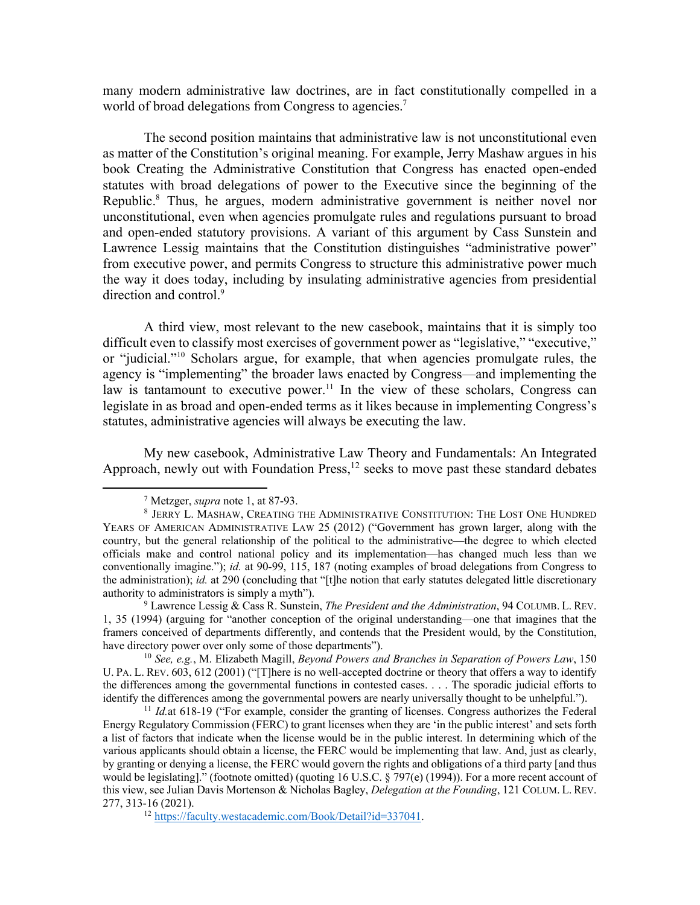many modern administrative law doctrines, are in fact constitutionally compelled in a world of broad delegations from Congress to agencies.[7]

The second position maintains that administrative law is not unconstitutional even as matter of the Constitution's original meaning. For example, Jerry Mashaw argues in his book Creating the Administrative Constitution that Congress has enacted open-ended statutes with broad delegations of power to the Executive since the beginning of the Republic.[8] Thus, he argues, modern administrative government is neither novel nor unconstitutional, even when agencies promulgate rules and regulations pursuant to broad and open-ended statutory provisions. A variant of this argument by Cass Sunstein and Lawrence Lessig maintains that the Constitution distinguishes "administrative power" from executive power, and permits Congress to structure this administrative power much the way it does today, including by insulating administrative agencies from presidential direction and control.[9]

A third view, most relevant to the new casebook, maintains that it is simply too difficult even to classify most exercises of government power as "legislative," "executive," or "judicial."[10] Scholars argue, for example, that when agencies promulgate rules, the agency is "implementing" the broader laws enacted by Congress—and implementing the law is tantamount to executive power.[11] In the view of these scholars, Congress can legislate in as broad and open-ended terms as it likes because in implementing Congress's statutes, administrative agencies will always be executing the law.

My new casebook, Administrative Law Theory and Fundamentals: An Integrated Approach, newly out with Foundation Press,[12] seeks to move past these standard debates

---

[7] Metzger, *supra* note 1, at 87-93.

[8] JERRY L. MASHAW, CREATING THE ADMINISTRATIVE CONSTITUTION: THE LOST ONE HUNDRED YEARS OF AMERICAN ADMINISTRATIVE LAW 25 (2012) ("Government has grown larger, along with the country, but the general relationship of the political to the administrative—the degree to which elected officials make and control national policy and its implementation—has changed much less than we conventionally imagine."); *id.* at 90-99, 115, 187 (noting examples of broad delegations from Congress to the administration); *id.* at 290 (concluding that "[t]he notion that early statutes delegated little discretionary authority to administrators is simply a myth").

[9] Lawrence Lessig & Cass R. Sunstein, *The President and the Administration*, 94 COLUMB. L. REV. 1, 35 (1994) (arguing for "another conception of the original understanding—one that imagines that the framers conceived of departments differently, and contends that the President would, by the Constitution, have directory power over only some of those departments").

[10] *See, e.g.*, M. Elizabeth Magill, *Beyond Powers and Branches in Separation of Powers Law*, 150 U. PA. L. REV. 603, 612 (2001) ("[T]here is no well-accepted doctrine or theory that offers a way to identify the differences among the governmental functions in contested cases. . . . The sporadic judicial efforts to identify the differences among the governmental powers are nearly universally thought to be unhelpful.").

[11] *Id.*at 618-19 ("For example, consider the granting of licenses. Congress authorizes the Federal Energy Regulatory Commission (FERC) to grant licenses when they are 'in the public interest' and sets forth a list of factors that indicate when the license would be in the public interest. In determining which of the various applicants should obtain a license, the FERC would be implementing that law. And, just as clearly, by granting or denying a license, the FERC would govern the rights and obligations of a third party [and thus would be legislating]." (footnote omitted) (quoting 16 U.S.C. § 797(e) (1994)). For a more recent account of this view, see Julian Davis Mortenson & Nicholas Bagley, *Delegation at the Founding*, 121 COLUM. L. REV. 277, 313-16 (2021).

[12] https://faculty.westacademic.com/Book/Detail?id=337041.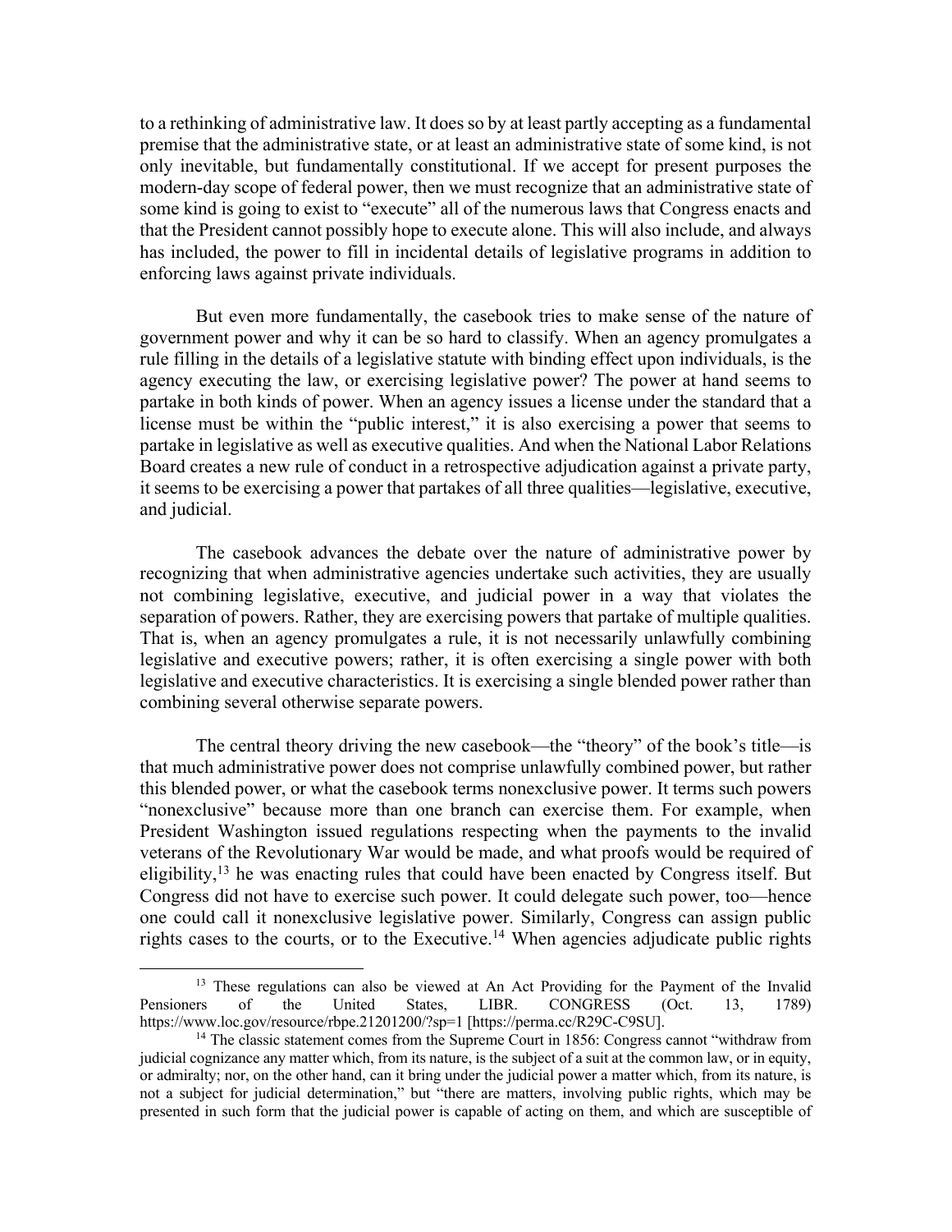to a rethinking of administrative law. It does so by at least partly accepting as a fundamental premise that the administrative state, or at least an administrative state of some kind, is not only inevitable, but fundamentally constitutional. If we accept for present purposes the modern-day scope of federal power, then we must recognize that an administrative state of some kind is going to exist to "execute" all of the numerous laws that Congress enacts and that the President cannot possibly hope to execute alone. This will also include, and always has included, the power to fill in incidental details of legislative programs in addition to enforcing laws against private individuals.

But even more fundamentally, the casebook tries to make sense of the nature of government power and why it can be so hard to classify. When an agency promulgates a rule filling in the details of a legislative statute with binding effect upon individuals, is the agency executing the law, or exercising legislative power? The power at hand seems to partake in both kinds of power. When an agency issues a license under the standard that a license must be within the "public interest," it is also exercising a power that seems to partake in legislative as well as executive qualities. And when the National Labor Relations Board creates a new rule of conduct in a retrospective adjudication against a private party, it seems to be exercising a power that partakes of all three qualities—legislative, executive, and judicial.

The casebook advances the debate over the nature of administrative power by recognizing that when administrative agencies undertake such activities, they are usually not combining legislative, executive, and judicial power in a way that violates the separation of powers. Rather, they are exercising powers that partake of multiple qualities. That is, when an agency promulgates a rule, it is not necessarily unlawfully combining legislative and executive powers; rather, it is often exercising a single power with both legislative and executive characteristics. It is exercising a single blended power rather than combining several otherwise separate powers.

The central theory driving the new casebook—the "theory" of the book's title—is that much administrative power does not comprise unlawfully combined power, but rather this blended power, or what the casebook terms nonexclusive power. It terms such powers "nonexclusive" because more than one branch can exercise them. For example, when President Washington issued regulations respecting when the payments to the invalid veterans of the Revolutionary War would be made, and what proofs would be required of eligibility,[13] he was enacting rules that could have been enacted by Congress itself. But Congress did not have to exercise such power. It could delegate such power, too—hence one could call it nonexclusive legislative power. Similarly, Congress can assign public rights cases to the courts, or to the Executive.[14] When agencies adjudicate public rights

---

[13] These regulations can also be viewed at An Act Providing for the Payment of the Invalid Pensioners of the United States, LIBR. CONGRESS (Oct. 13, 1789) https://www.loc.gov/resource/rbpe.21201200/?sp=1 [https://perma.cc/R29C-C9SU].

[14] The classic statement comes from the Supreme Court in 1856: Congress cannot "withdraw from judicial cognizance any matter which, from its nature, is the subject of a suit at the common law, or in equity, or admiralty; nor, on the other hand, can it bring under the judicial power a matter which, from its nature, is not a subject for judicial determination," but "there are matters, involving public rights, which may be presented in such form that the judicial power is capable of acting on them, and which are susceptible of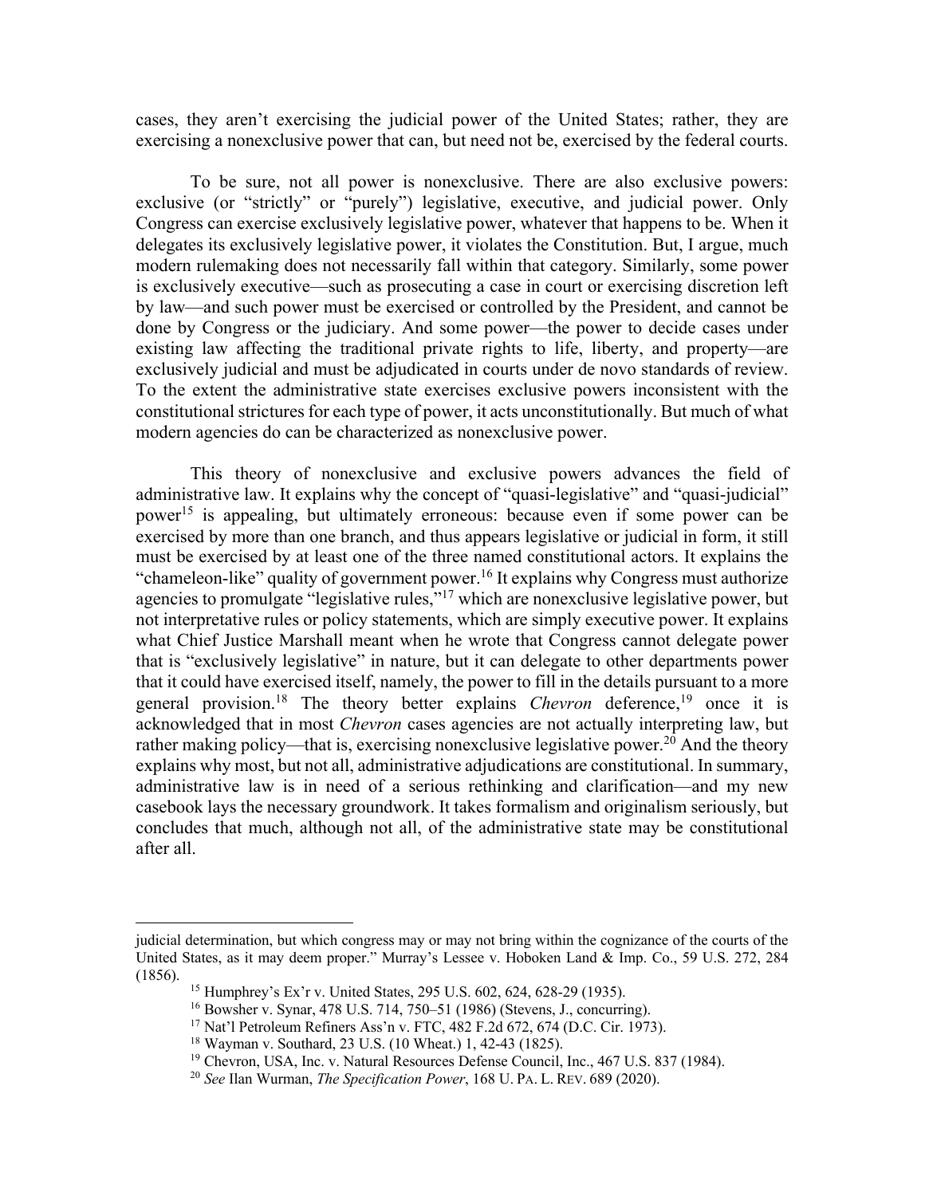cases, they aren't exercising the judicial power of the United States; rather, they are exercising a nonexclusive power that can, but need not be, exercised by the federal courts.

To be sure, not all power is nonexclusive. There are also exclusive powers: exclusive (or "strictly" or "purely") legislative, executive, and judicial power. Only Congress can exercise exclusively legislative power, whatever that happens to be. When it delegates its exclusively legislative power, it violates the Constitution. But, I argue, much modern rulemaking does not necessarily fall within that category. Similarly, some power is exclusively executive—such as prosecuting a case in court or exercising discretion left by law—and such power must be exercised or controlled by the President, and cannot be done by Congress or the judiciary. And some power—the power to decide cases under existing law affecting the traditional private rights to life, liberty, and property—are exclusively judicial and must be adjudicated in courts under de novo standards of review. To the extent the administrative state exercises exclusive powers inconsistent with the constitutional strictures for each type of power, it acts unconstitutionally. But much of what modern agencies do can be characterized as nonexclusive power.

This theory of nonexclusive and exclusive powers advances the field of administrative law. It explains why the concept of "quasi-legislative" and "quasi-judicial" power[15] is appealing, but ultimately erroneous: because even if some power can be exercised by more than one branch, and thus appears legislative or judicial in form, it still must be exercised by at least one of the three named constitutional actors. It explains the "chameleon-like" quality of government power.[16] It explains why Congress must authorize agencies to promulgate "legislative rules,"[17] which are nonexclusive legislative power, but not interpretative rules or policy statements, which are simply executive power. It explains what Chief Justice Marshall meant when he wrote that Congress cannot delegate power that is "exclusively legislative" in nature, but it can delegate to other departments power that it could have exercised itself, namely, the power to fill in the details pursuant to a more general provision.[18] The theory better explains *Chevron* deference,[19] once it is acknowledged that in most *Chevron* cases agencies are not actually interpreting law, but rather making policy—that is, exercising nonexclusive legislative power.[20] And the theory explains why most, but not all, administrative adjudications are constitutional. In summary, administrative law is in need of a serious rethinking and clarification—and my new casebook lays the necessary groundwork. It takes formalism and originalism seriously, but concludes that much, although not all, of the administrative state may be constitutional after all.

---

judicial determination, but which congress may or may not bring within the cognizance of the courts of the United States, as it may deem proper." Murray's Lessee v. Hoboken Land & Imp. Co., 59 U.S. 272, 284 (1856).

[15] Humphrey's Ex'r v. United States, 295 U.S. 602, 624, 628-29 (1935).

[16] Bowsher v. Synar, 478 U.S. 714, 750–51 (1986) (Stevens, J., concurring).

[17] Nat'l Petroleum Refiners Ass'n v. FTC, 482 F.2d 672, 674 (D.C. Cir. 1973).

[18] Wayman v. Southard, 23 U.S. (10 Wheat.) 1, 42-43 (1825).

[19] Chevron, USA, Inc. v. Natural Resources Defense Council, Inc., 467 U.S. 837 (1984).

[20] *See* Ilan Wurman, *The Specification Power*, 168 U. PA. L. REV. 689 (2020).